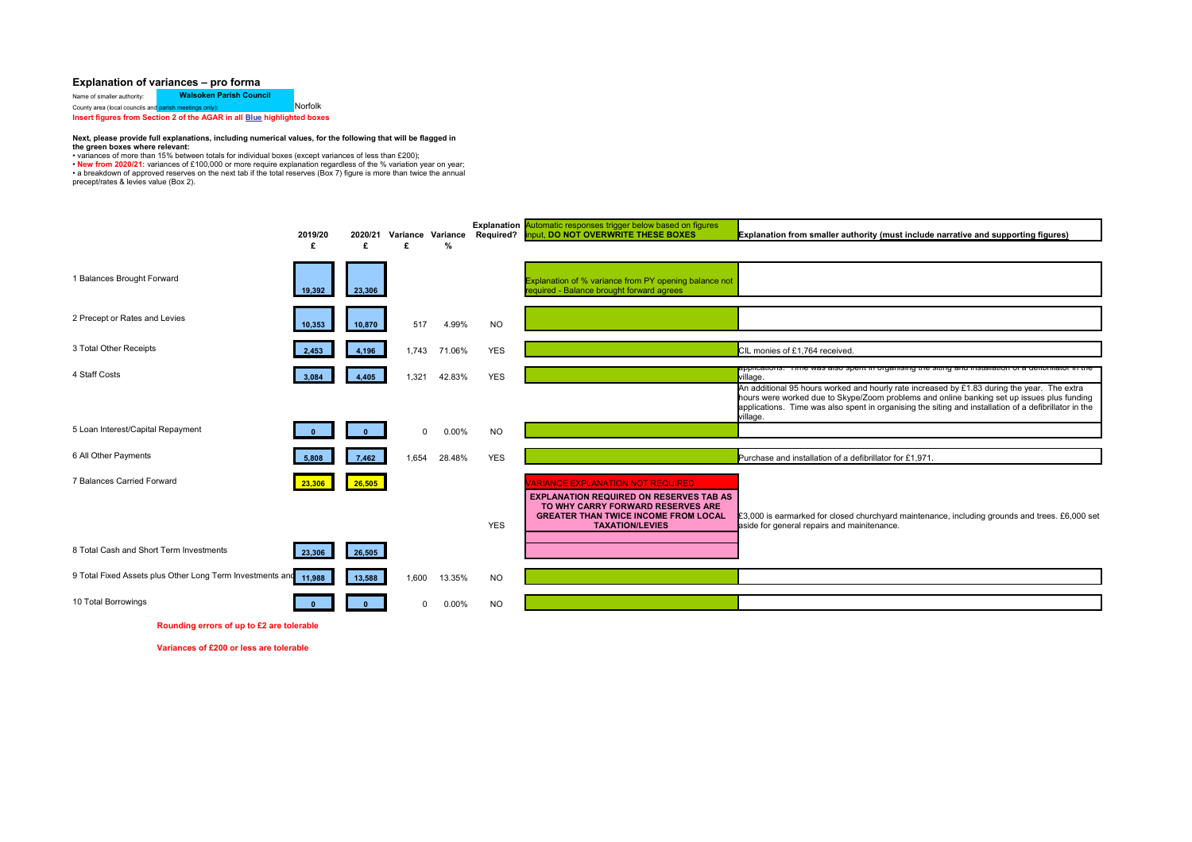# Explanation of variances – pro forma

Name of smaller authority: **Walsoken Parish Council**

County area (local councils and parish meetings only): Norfolk

**Insert figures from Section 2 of the AGAR in all Blue highlighted boxes**

**Next, please provide full explanations, including numerical values, for the following that will be flagged in the green boxes where relevant:**

- variances of more than 15% between totals for individual boxes (except variances of less than £200);
- **New from 2020/21:** variances of £100,000 or more require explanation regardless of the % variation year on year;
- a breakdown of approved reserves on the next tab if the total reserves (Box 7) figure is more than twice the annual precept/rates & levies value (Box 2).

| | 2019/20 £ | 2020/21 £ | Variance £ | Variance % | Explanation Required? | Automatic responses trigger below based on figures input, DO NOT OVERWRITE THESE BOXES | Explanation from smaller authority (must include narrative and supporting figures) |
|---|---|---|---|---|---|---|---|
| 1 Balances Brought Forward | 19,392 | 23,306 | | | | Explanation of % variance from PY opening balance not required - Balance brought forward agrees | |
| 2 Precept or Rates and Levies | 10,353 | 10,870 | 517 | 4.99% | NO | | |
| 3 Total Other Receipts | 2,453 | 4,196 | 1,743 | 71.06% | YES | | CIL monies of £1,764 received. |
| 4 Staff Costs | 3,084 | 4,405 | 1,321 | 42.83% | YES | | An additional 95 hours worked and hourly rate increased by £1.83 during the year. The extra hours were worked due to Skype/Zoom problems and online banking set up issues plus funding applications. Time was also spent in organising the siting and installation of a defibrillator in the village. |
| 5 Loan Interest/Capital Repayment | 0 | 0 | 0 | 0.00% | NO | | |
| 6 All Other Payments | 5,808 | 7,462 | 1,654 | 28.48% | YES | | Purchase and installation of a defibrillator for £1,971. |
| 7 Balances Carried Forward | 23,306 | 26,505 | | | YES | VARIANCE EXPLANATION NOT REQUIRED<br>**EXPLANATION REQUIRED ON RESERVES TAB AS TO WHY CARRY FORWARD RESERVES ARE GREATER THAN TWICE INCOME FROM LOCAL TAXATION/LEVIES** | £3,000 is earmarked for closed churchyard maintenance, including grounds and trees. £6,000 set aside for general repairs and mainitenance. |
| 8 Total Cash and Short Term Investments | 23,306 | 26,505 | | | | | |
| 9 Total Fixed Assets plus Other Long Term Investments and Assets | 11,988 | 13,588 | 1,600 | 13.35% | NO | | |
| 10 Total Borrowings | 0 | 0 | 0 | 0.00% | NO | | |

**Rounding errors of up to £2 are tolerable**

**Variances of £200 or less are tolerable**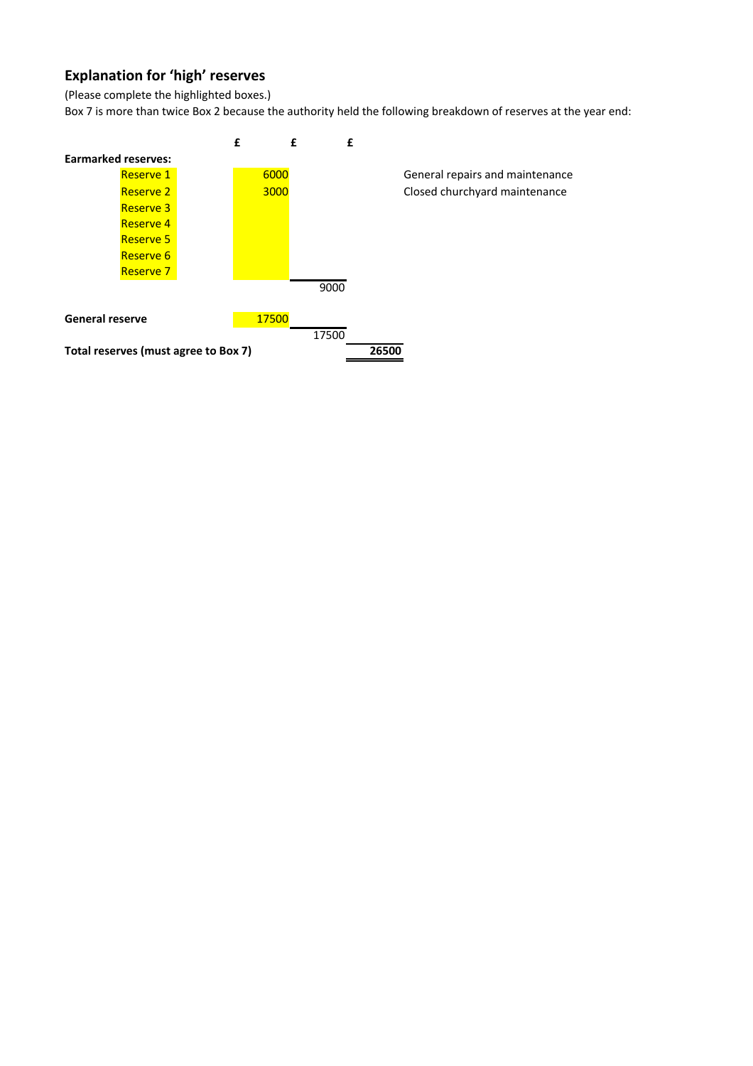## Explanation for 'high' reserves

(Please complete the highlighted boxes.)

Box 7 is more than twice Box 2 because the authority held the following breakdown of reserves at the year end:

| | £ | £ | £ | |
|---|---|---|---|---|
| **Earmarked reserves:** | | | | |
| Reserve 1 | 6000 | | | General repairs and maintenance |
| Reserve 2 | 3000 | | | Closed churchyard maintenance |
| Reserve 3 | | | | |
| Reserve 4 | | | | |
| Reserve 5 | | | | |
| Reserve 6 | | | | |
| Reserve 7 | | | | |
| | | 9000 | | |
| **General reserve** | 17500 | | | |
| | | 17500 | | |
| **Total reserves (must agree to Box 7)** | | | **26500** | |